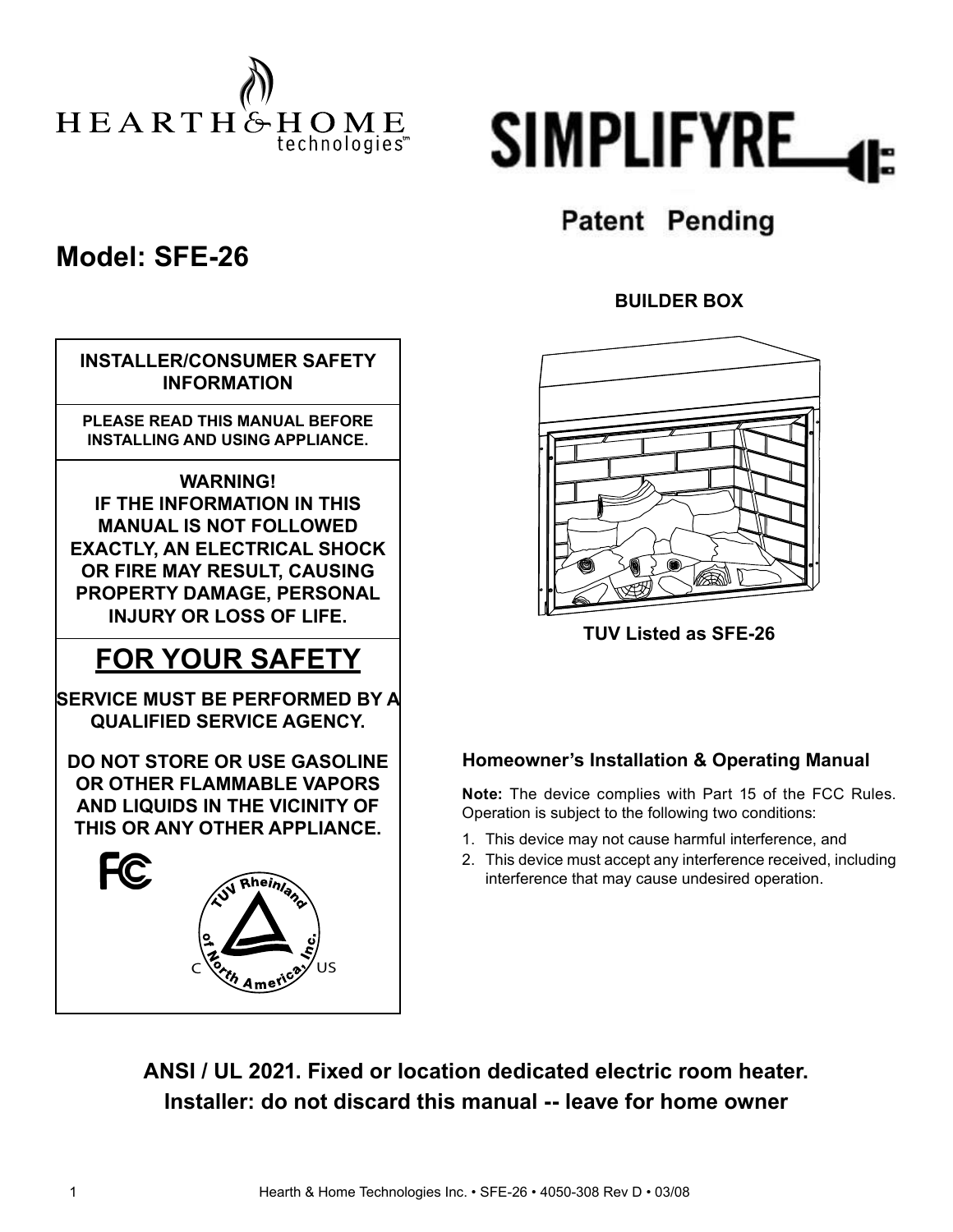HEARTH & HOME technologies

SIMPLIFYRE

Patent Pending

# Model: SFE-26

**BUILDER BOX**

**TUV Listed as SFE-26**

**INSTALLER/CONSUMER SAFETY INFORMATION**

**PLEASE READ THIS MANUAL BEFORE INSTALLING AND USING APPLIANCE.**

**WARNING!**
**IF THE INFORMATION IN THIS MANUAL IS NOT FOLLOWED EXACTLY, AN ELECTRICAL SHOCK OR FIRE MAY RESULT, CAUSING PROPERTY DAMAGE, PERSONAL INJURY OR LOSS OF LIFE.**

## FOR YOUR SAFETY

**SERVICE MUST BE PERFORMED BY A QUALIFIED SERVICE AGENCY.**

**DO NOT STORE OR USE GASOLINE OR OTHER FLAMMABLE VAPORS AND LIQUIDS IN THE VICINITY OF THIS OR ANY OTHER APPLIANCE.**

TUV Rheinland of North America, Inc. C US

### Homeowner's Installation & Operating Manual

**Note:** The device complies with Part 15 of the FCC Rules. Operation is subject to the following two conditions:

1. This device may not cause harmful interference, and
2. This device must accept any interference received, including interference that may cause undesired operation.

**ANSI / UL 2021. Fixed or location dedicated electric room heater.**
**Installer: do not discard this manual -- leave for home owner**

Hearth & Home Technologies Inc. • SFE-26 • 4050-308 Rev D • 03/08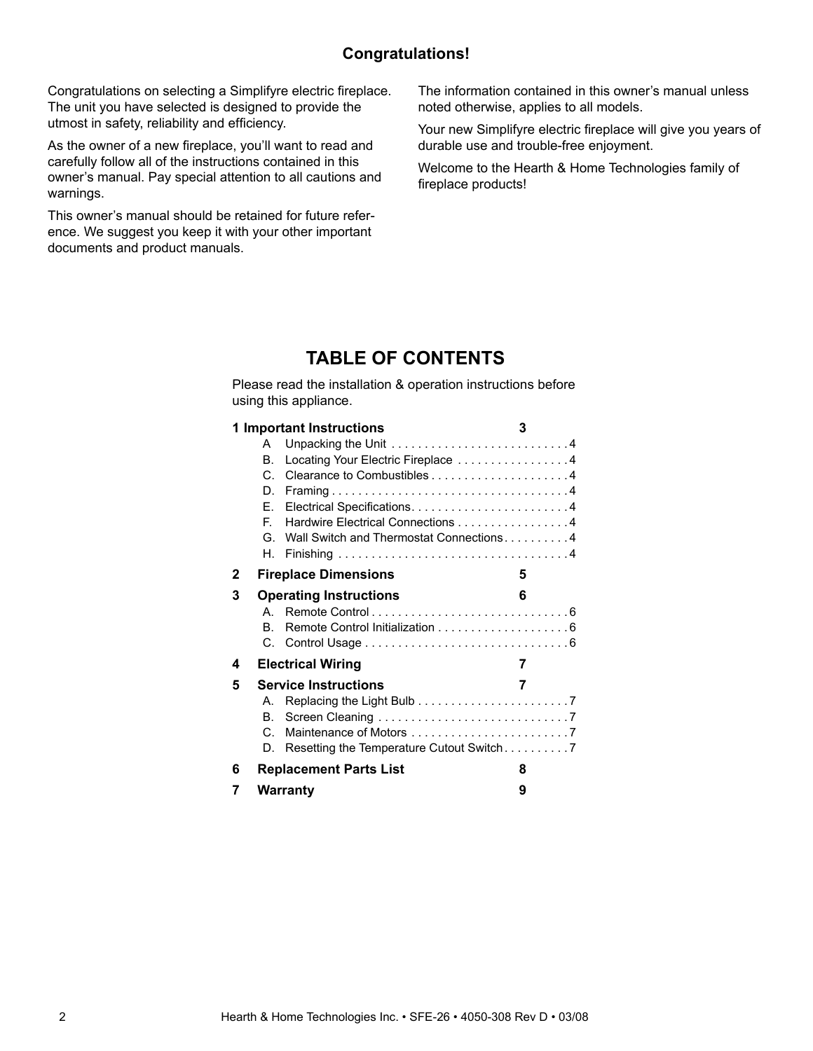## Congratulations!

Congratulations on selecting a Simplifyre electric fireplace. The unit you have selected is designed to provide the utmost in safety, reliability and efficiency.

As the owner of a new fireplace, you'll want to read and carefully follow all of the instructions contained in this owner's manual. Pay special attention to all cautions and warnings.

This owner's manual should be retained for future reference. We suggest you keep it with your other important documents and product manuals.

The information contained in this owner's manual unless noted otherwise, applies to all models.

Your new Simplifyre electric fireplace will give you years of durable use and trouble-free enjoyment.

Welcome to the Hearth & Home Technologies family of fireplace products!

## TABLE OF CONTENTS

Please read the installation & operation instructions before using this appliance.

**1 Important Instructions** **3**

- A Unpacking the Unit . . . . . . . . . . . . . . . . . . . . . . . . . . . 4
- B. Locating Your Electric Fireplace . . . . . . . . . . . . . . . . . 4
- C. Clearance to Combustibles . . . . . . . . . . . . . . . . . . . . . 4
- D. Framing . . . . . . . . . . . . . . . . . . . . . . . . . . . . . . . . . . . . 4
- E. Electrical Specifications. . . . . . . . . . . . . . . . . . . . . . . . 4
- F. Hardwire Electrical Connections . . . . . . . . . . . . . . . . . 4
- G. Wall Switch and Thermostat Connections. . . . . . . . . . 4
- H. Finishing . . . . . . . . . . . . . . . . . . . . . . . . . . . . . . . . . . . 4

**2 Fireplace Dimensions** **5**

**3 Operating Instructions** **6**

- A. Remote Control . . . . . . . . . . . . . . . . . . . . . . . . . . . . . 6
- B. Remote Control Initialization . . . . . . . . . . . . . . . . . . . . 6
- C. Control Usage . . . . . . . . . . . . . . . . . . . . . . . . . . . . . . . 6

**4 Electrical Wiring** **7**

**5 Service Instructions** **7**

- A. Replacing the Light Bulb . . . . . . . . . . . . . . . . . . . . . . . 7
- B. Screen Cleaning . . . . . . . . . . . . . . . . . . . . . . . . . . . . . 7
- C. Maintenance of Motors . . . . . . . . . . . . . . . . . . . . . . . . 7
- D. Resetting the Temperature Cutout Switch. . . . . . . . . . 7

**6 Replacement Parts List** **8**

**7 Warranty** **9**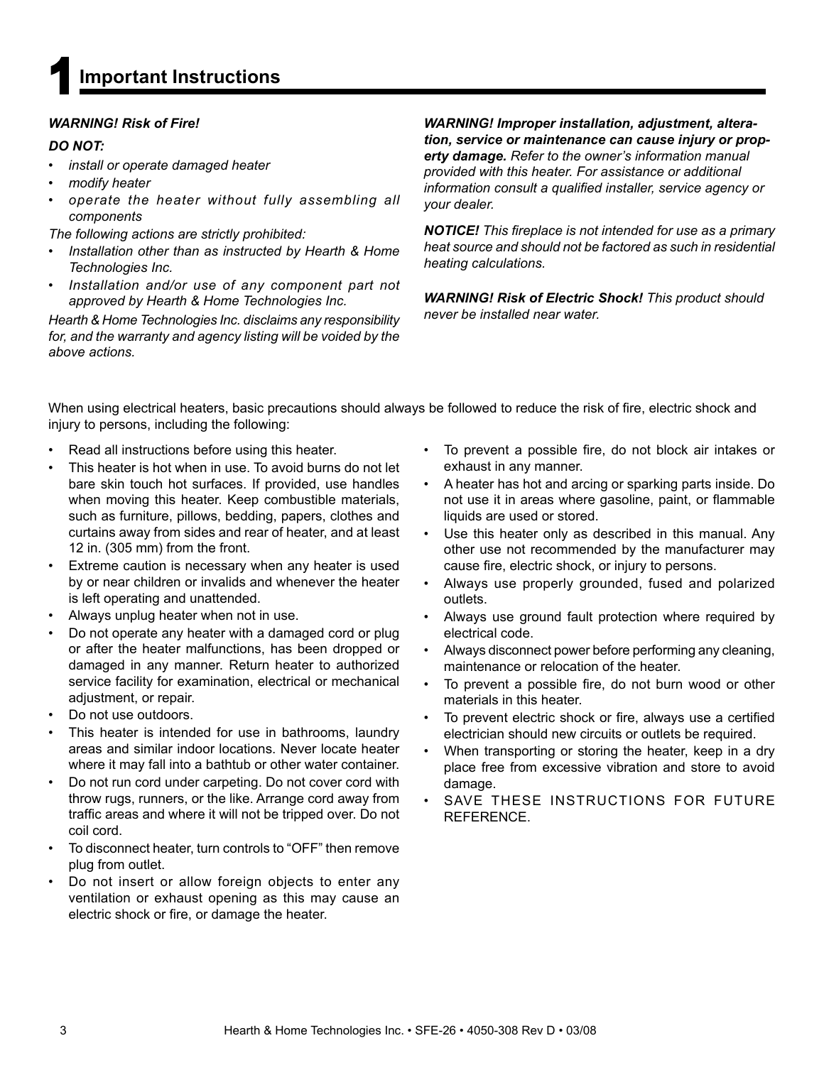# 1 Important Instructions

***WARNING! Risk of Fire!***

***DO NOT:***

- *install or operate damaged heater*
- *modify heater*
- *operate the heater without fully assembling all components*

*The following actions are strictly prohibited:*

- *Installation other than as instructed by Hearth & Home Technologies Inc.*
- *Installation and/or use of any component part not approved by Hearth & Home Technologies Inc.*

*Hearth & Home Technologies Inc. disclaims any responsibility for, and the warranty and agency listing will be voided by the above actions.*

***WARNING! Improper installation, adjustment, alteration, service or maintenance can cause injury or property damage.*** *Refer to the owner's information manual provided with this heater. For assistance or additional information consult a qualified installer, service agency or your dealer.*

***NOTICE!*** *This fireplace is not intended for use as a primary heat source and should not be factored as such in residential heating calculations.*

***WARNING! Risk of Electric Shock!*** *This product should never be installed near water.*

When using electrical heaters, basic precautions should always be followed to reduce the risk of fire, electric shock and injury to persons, including the following:

- Read all instructions before using this heater.
- This heater is hot when in use. To avoid burns do not let bare skin touch hot surfaces. If provided, use handles when moving this heater. Keep combustible materials, such as furniture, pillows, bedding, papers, clothes and curtains away from sides and rear of heater, and at least 12 in. (305 mm) from the front.
- Extreme caution is necessary when any heater is used by or near children or invalids and whenever the heater is left operating and unattended.
- Always unplug heater when not in use.
- Do not operate any heater with a damaged cord or plug or after the heater malfunctions, has been dropped or damaged in any manner. Return heater to authorized service facility for examination, electrical or mechanical adjustment, or repair.
- Do not use outdoors.
- This heater is intended for use in bathrooms, laundry areas and similar indoor locations. Never locate heater where it may fall into a bathtub or other water container.
- Do not run cord under carpeting. Do not cover cord with throw rugs, runners, or the like. Arrange cord away from traffic areas and where it will not be tripped over. Do not coil cord.
- To disconnect heater, turn controls to "OFF" then remove plug from outlet.
- Do not insert or allow foreign objects to enter any ventilation or exhaust opening as this may cause an electric shock or fire, or damage the heater.
- To prevent a possible fire, do not block air intakes or exhaust in any manner.
- A heater has hot and arcing or sparking parts inside. Do not use it in areas where gasoline, paint, or flammable liquids are used or stored.
- Use this heater only as described in this manual. Any other use not recommended by the manufacturer may cause fire, electric shock, or injury to persons.
- Always use properly grounded, fused and polarized outlets.
- Always use ground fault protection where required by electrical code.
- Always disconnect power before performing any cleaning, maintenance or relocation of the heater.
- To prevent a possible fire, do not burn wood or other materials in this heater.
- To prevent electric shock or fire, always use a certified electrician should new circuits or outlets be required.
- When transporting or storing the heater, keep in a dry place free from excessive vibration and store to avoid damage.
- SAVE THESE INSTRUCTIONS FOR FUTURE REFERENCE.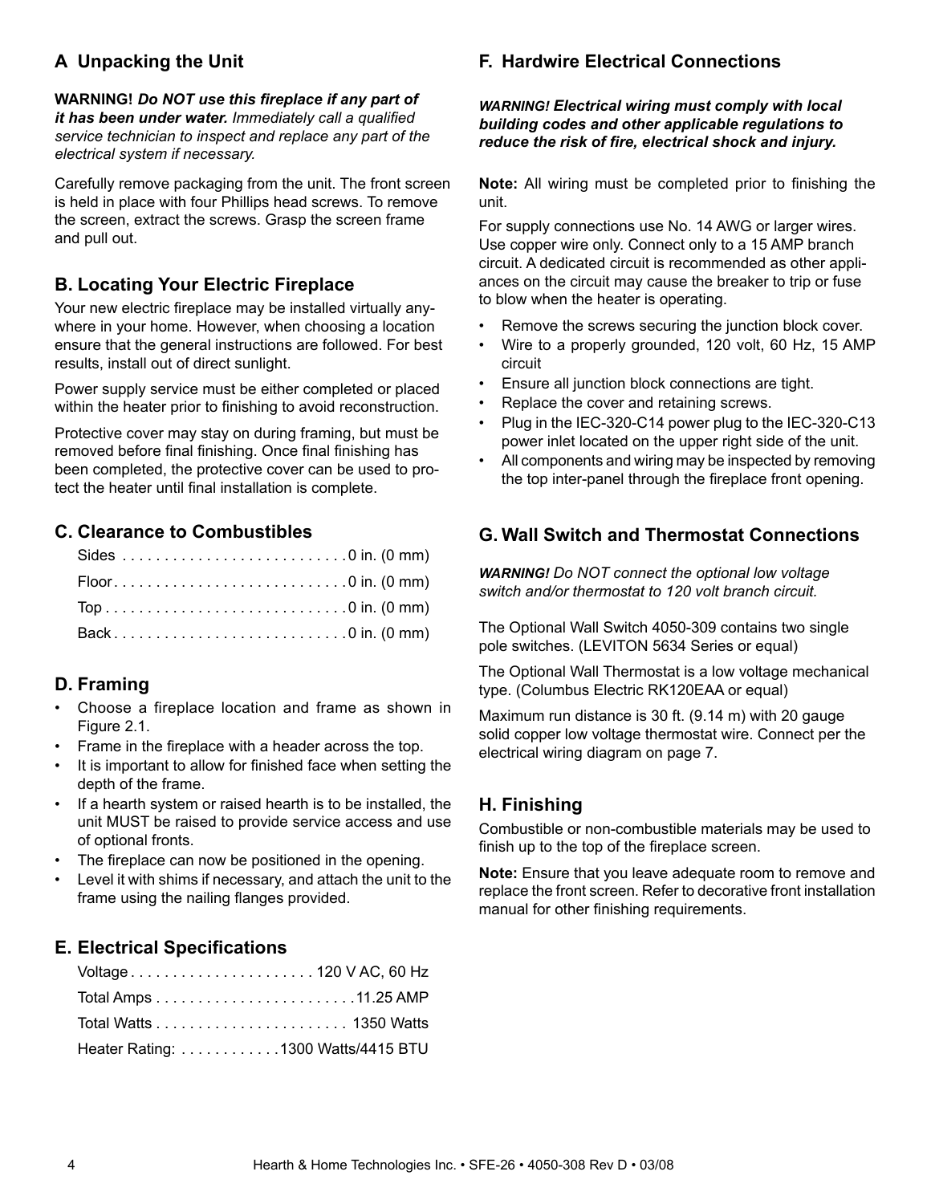## A Unpacking the Unit

**WARNING!** ***Do NOT use this fireplace if any part of it has been under water.*** *Immediately call a qualified service technician to inspect and replace any part of the electrical system if necessary.*

Carefully remove packaging from the unit. The front screen is held in place with four Phillips head screws. To remove the screen, extract the screws. Grasp the screen frame and pull out.

## B. Locating Your Electric Fireplace

Your new electric fireplace may be installed virtually anywhere in your home. However, when choosing a location ensure that the general instructions are followed. For best results, install out of direct sunlight.

Power supply service must be either completed or placed within the heater prior to finishing to avoid reconstruction.

Protective cover may stay on during framing, but must be removed before final finishing. Once final finishing has been completed, the protective cover can be used to protect the heater until final installation is complete.

## C. Clearance to Combustibles

| | |
|---|---|
| Sides | 0 in. (0 mm) |
| Floor | 0 in. (0 mm) |
| Top | 0 in. (0 mm) |
| Back | 0 in. (0 mm) |

## D. Framing

- Choose a fireplace location and frame as shown in Figure 2.1.
- Frame in the fireplace with a header across the top.
- It is important to allow for finished face when setting the depth of the frame.
- If a hearth system or raised hearth is to be installed, the unit MUST be raised to provide service access and use of optional fronts.
- The fireplace can now be positioned in the opening.
- Level it with shims if necessary, and attach the unit to the frame using the nailing flanges provided.

## E. Electrical Specifications

| | |
|---|---|
| Voltage | 120 V AC, 60 Hz |
| Total Amps | 11.25 AMP |
| Total Watts | 1350 Watts |
| Heater Rating: | 1300 Watts/4415 BTU |

## F. Hardwire Electrical Connections

***WARNING! Electrical wiring must comply with local building codes and other applicable regulations to reduce the risk of fire, electrical shock and injury.***

**Note:** All wiring must be completed prior to finishing the unit.

For supply connections use No. 14 AWG or larger wires. Use copper wire only. Connect only to a 15 AMP branch circuit. A dedicated circuit is recommended as other appliances on the circuit may cause the breaker to trip or fuse to blow when the heater is operating.

- Remove the screws securing the junction block cover.
- Wire to a properly grounded, 120 volt, 60 Hz, 15 AMP circuit
- Ensure all junction block connections are tight.
- Replace the cover and retaining screws.
- Plug in the IEC-320-C14 power plug to the IEC-320-C13 power inlet located on the upper right side of the unit.
- All components and wiring may be inspected by removing the top inter-panel through the fireplace front opening.

## G. Wall Switch and Thermostat Connections

***WARNING!*** *Do NOT connect the optional low voltage switch and/or thermostat to 120 volt branch circuit.*

The Optional Wall Switch 4050-309 contains two single pole switches. (LEVITON 5634 Series or equal)

The Optional Wall Thermostat is a low voltage mechanical type. (Columbus Electric RK120EAA or equal)

Maximum run distance is 30 ft. (9.14 m) with 20 gauge solid copper low voltage thermostat wire. Connect per the electrical wiring diagram on page 7.

## H. Finishing

Combustible or non-combustible materials may be used to finish up to the top of the fireplace screen.

**Note:** Ensure that you leave adequate room to remove and replace the front screen. Refer to decorative front installation manual for other finishing requirements.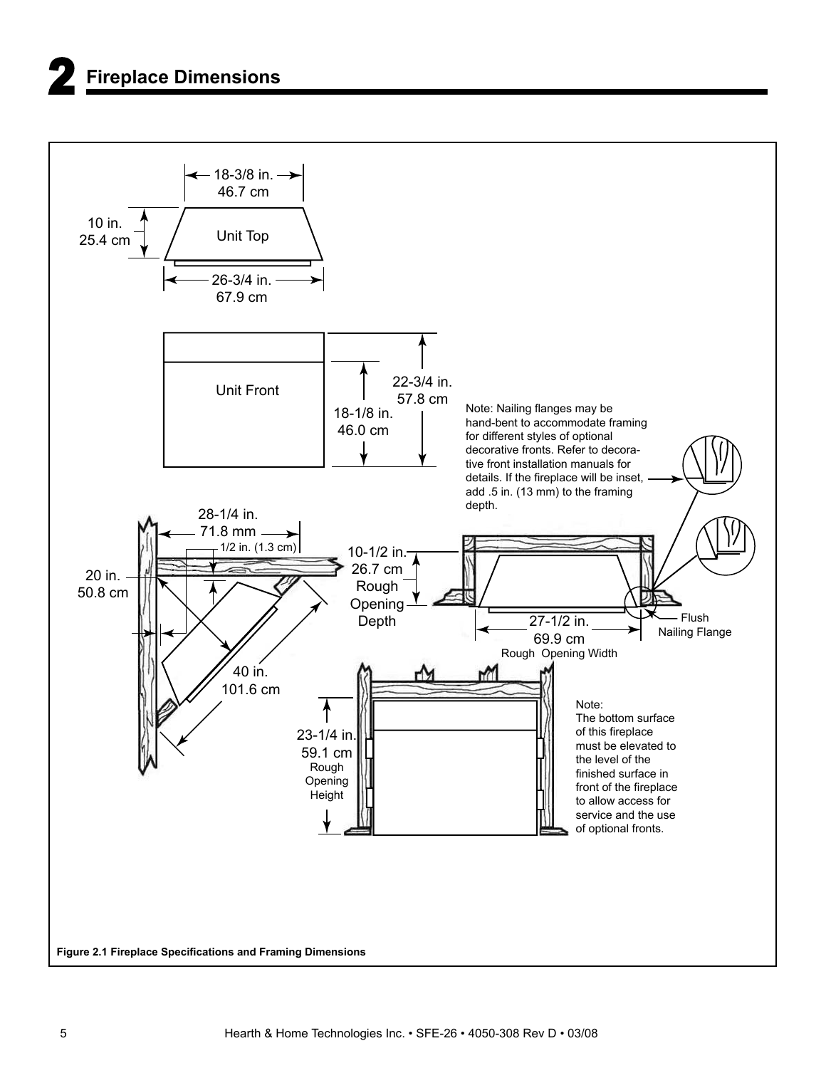# 2 Fireplace Dimensions

18-3/8 in.
46.7 cm

10 in.
25.4 cm

Unit Top

26-3/4 in.
67.9 cm

Unit Front

22-3/4 in.
57.8 cm

18-1/8 in.
46.0 cm

Note: Nailing flanges may be hand-bent to accommodate framing for different styles of optional decorative fronts. Refer to decorative front installation manuals for details. If the fireplace will be inset, add .5 in. (13 mm) to the framing depth.

28-1/4 in.
71.8 mm

1/2 in. (1.3 cm)

20 in.
50.8 cm

40 in.
101.6 cm

10-1/2 in.
26.7 cm
Rough Opening Depth

27-1/2 in.
69.9 cm
Rough Opening Width

Flush Nailing Flange

23-1/4 in.
59.1 cm
Rough Opening Height

Note:
The bottom surface of this fireplace must be elevated to the level of the finished surface in front of the fireplace to allow access for service and the use of optional fronts.

**Figure 2.1 Fireplace Specifications and Framing Dimensions**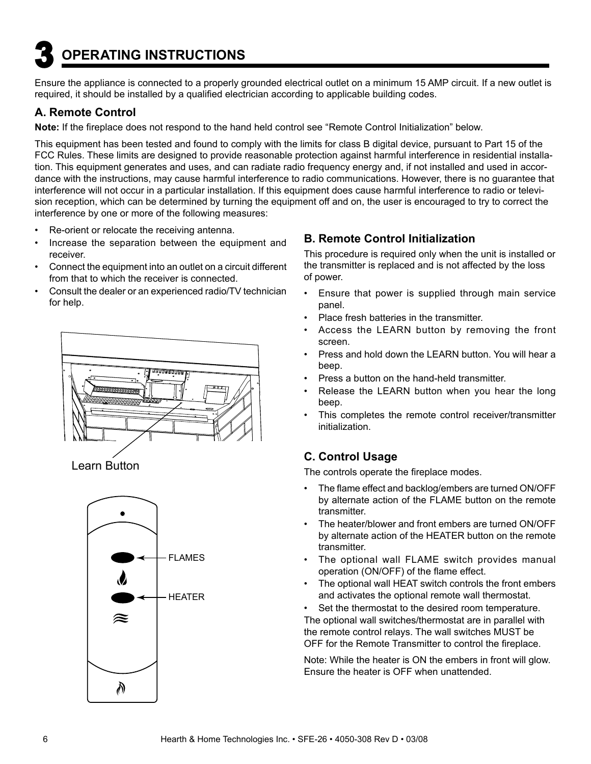# 3 OPERATING INSTRUCTIONS

Ensure the appliance is connected to a properly grounded electrical outlet on a minimum 15 AMP circuit. If a new outlet is required, it should be installed by a qualified electrician according to applicable building codes.

## A. Remote Control

**Note:** If the fireplace does not respond to the hand held control see "Remote Control Initialization" below.

This equipment has been tested and found to comply with the limits for class B digital device, pursuant to Part 15 of the FCC Rules. These limits are designed to provide reasonable protection against harmful interference in residential installation. This equipment generates and uses, and can radiate radio frequency energy and, if not installed and used in accordance with the instructions, may cause harmful interference to radio communications. However, there is no guarantee that interference will not occur in a particular installation. If this equipment does cause harmful interference to radio or television reception, which can be determined by turning the equipment off and on, the user is encouraged to try to correct the interference by one or more of the following measures:

- Re-orient or relocate the receiving antenna.
- Increase the separation between the equipment and receiver.
- Connect the equipment into an outlet on a circuit different from that to which the receiver is connected.
- Consult the dealer or an experienced radio/TV technician for help.

Learn Button

FLAMES

HEATER

## B. Remote Control Initialization

This procedure is required only when the unit is installed or the transmitter is replaced and is not affected by the loss of power.

- Ensure that power is supplied through main service panel.
- Place fresh batteries in the transmitter.
- Access the LEARN button by removing the front screen.
- Press and hold down the LEARN button. You will hear a beep.
- Press a button on the hand-held transmitter.
- Release the LEARN button when you hear the long beep.
- This completes the remote control receiver/transmitter initialization.

## C. Control Usage

The controls operate the fireplace modes.

- The flame effect and backlog/embers are turned ON/OFF by alternate action of the FLAME button on the remote transmitter.
- The heater/blower and front embers are turned ON/OFF by alternate action of the HEATER button on the remote transmitter.
- The optional wall FLAME switch provides manual operation (ON/OFF) of the flame effect.
- The optional wall HEAT switch controls the front embers and activates the optional remote wall thermostat.
- Set the thermostat to the desired room temperature.

The optional wall switches/thermostat are in parallel with the remote control relays. The wall switches MUST be OFF for the Remote Transmitter to control the fireplace.

Note: While the heater is ON the embers in front will glow. Ensure the heater is OFF when unattended.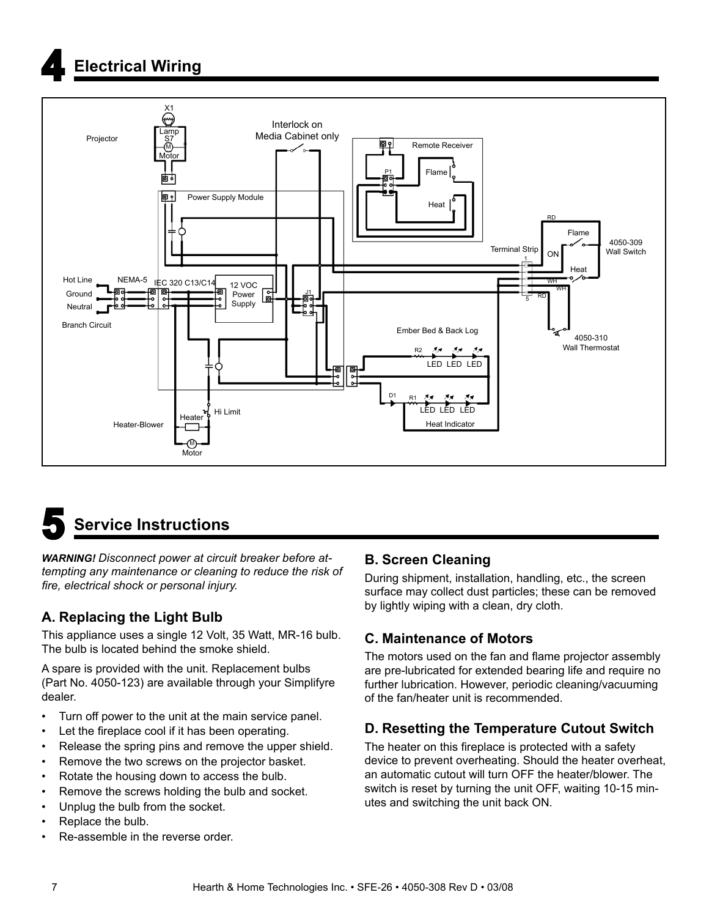# 4 Electrical Wiring

Projector

X1

Lamp

S7

Motor

Interlock on
Media Cabinet only

Remote Receiver

P1

Flame

Heat

Power Supply Module

RD

Flame

4050-309
Wall Switch

Terminal Strip

ON

1

Heat

WH

WH

5

RD

Hot Line

NEMA-5

IEC 320 C13/C14

12 VOC
Power
Supply

J1

Ground

Neutral

Branch Circuit

Ember Bed & Back Log

4050-310
Wall Thermostat

R2

LED LED LED

D1

R1

LED LED LED

Heat Indicator

Hi Limit

Heater

Heater-Blower

Motor

# 5 Service Instructions

***WARNING!*** *Disconnect power at circuit breaker before attempting any maintenance or cleaning to reduce the risk of fire, electrical shock or personal injury.*

## A. Replacing the Light Bulb

This appliance uses a single 12 Volt, 35 Watt, MR-16 bulb. The bulb is located behind the smoke shield.

A spare is provided with the unit. Replacement bulbs (Part No. 4050-123) are available through your Simplifyre dealer.

- Turn off power to the unit at the main service panel.
- Let the fireplace cool if it has been operating.
- Release the spring pins and remove the upper shield.
- Remove the two screws on the projector basket.
- Rotate the housing down to access the bulb.
- Remove the screws holding the bulb and socket.
- Unplug the bulb from the socket.
- Replace the bulb.
- Re-assemble in the reverse order.

## B. Screen Cleaning

During shipment, installation, handling, etc., the screen surface may collect dust particles; these can be removed by lightly wiping with a clean, dry cloth.

## C. Maintenance of Motors

The motors used on the fan and flame projector assembly are pre-lubricated for extended bearing life and require no further lubrication. However, periodic cleaning/vacuuming of the fan/heater unit is recommended.

## D. Resetting the Temperature Cutout Switch

The heater on this fireplace is protected with a safety device to prevent overheating. Should the heater overheat, an automatic cutout will turn OFF the heater/blower. The switch is reset by turning the unit OFF, waiting 10-15 minutes and switching the unit back ON.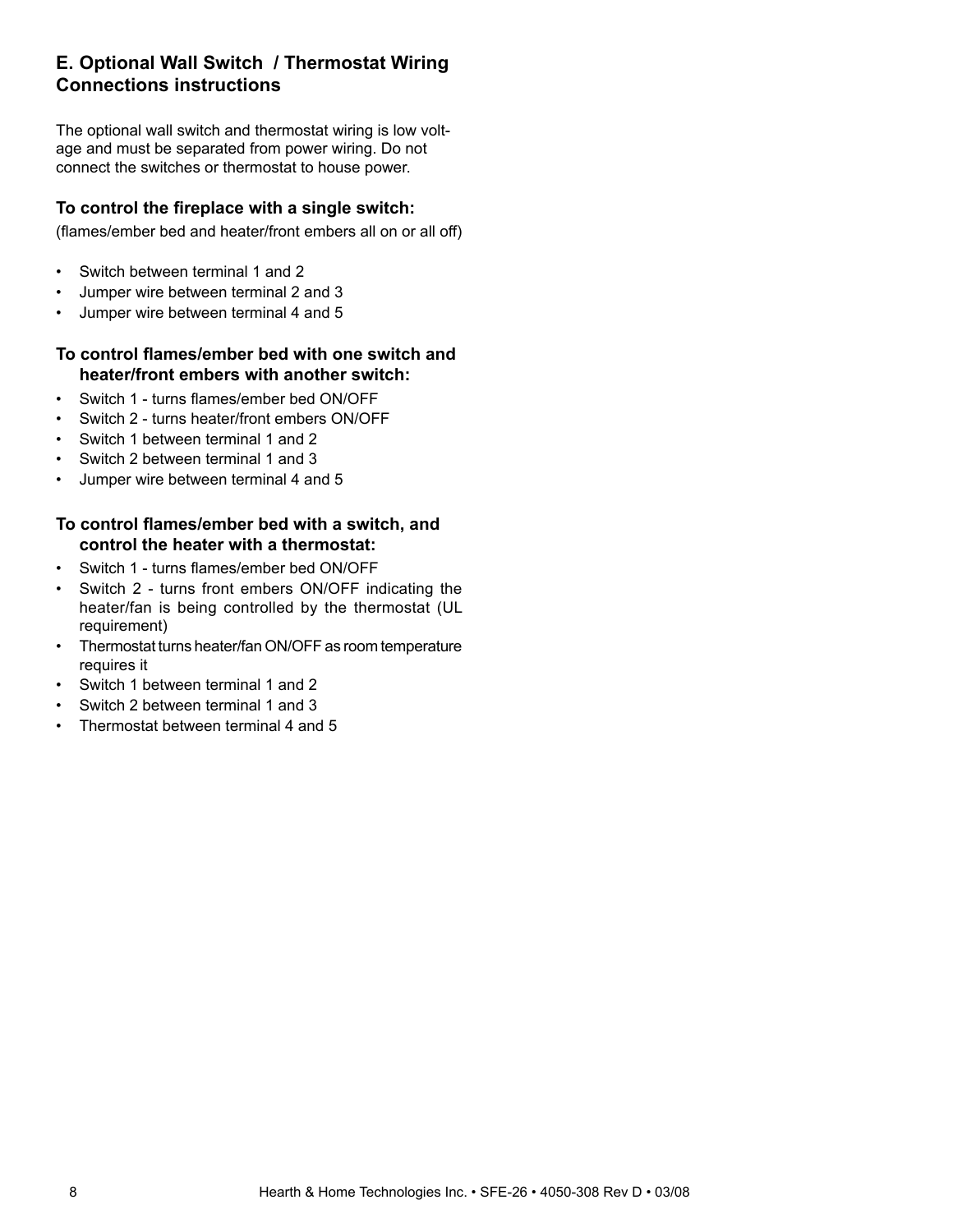## E. Optional Wall Switch / Thermostat Wiring Connections instructions

The optional wall switch and thermostat wiring is low voltage and must be separated from power wiring. Do not connect the switches or thermostat to house power.

### To control the fireplace with a single switch:

(flames/ember bed and heater/front embers all on or all off)

- Switch between terminal 1 and 2
- Jumper wire between terminal 2 and 3
- Jumper wire between terminal 4 and 5

### To control flames/ember bed with one switch and heater/front embers with another switch:

- Switch 1 - turns flames/ember bed ON/OFF
- Switch 2 - turns heater/front embers ON/OFF
- Switch 1 between terminal 1 and 2
- Switch 2 between terminal 1 and 3
- Jumper wire between terminal 4 and 5

### To control flames/ember bed with a switch, and control the heater with a thermostat:

- Switch 1 - turns flames/ember bed ON/OFF
- Switch 2 - turns front embers ON/OFF indicating the heater/fan is being controlled by the thermostat (UL requirement)
- Thermostat turns heater/fan ON/OFF as room temperature requires it
- Switch 1 between terminal 1 and 2
- Switch 2 between terminal 1 and 3
- Thermostat between terminal 4 and 5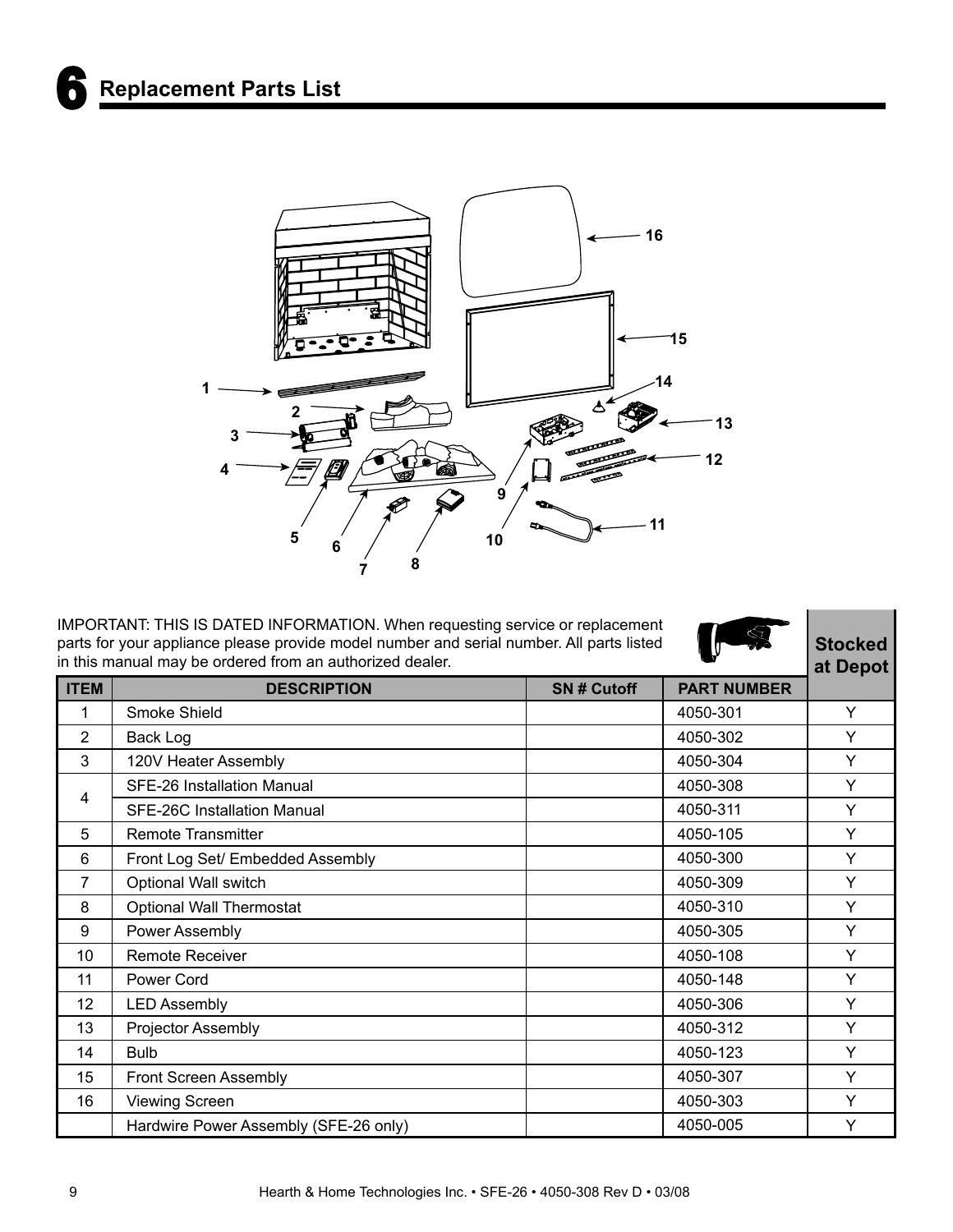# 6 Replacement Parts List

IMPORTANT: THIS IS DATED INFORMATION. When requesting service or replacement parts for your appliance please provide model number and serial number. All parts listed in this manual may be ordered from an authorized dealer.

| ITEM | DESCRIPTION | SN # Cutoff | PART NUMBER | Stocked at Depot |
|---|---|---|---|---|
| 1 | Smoke Shield | | 4050-301 | Y |
| 2 | Back Log | | 4050-302 | Y |
| 3 | 120V Heater Assembly | | 4050-304 | Y |
| 4 | SFE-26 Installation Manual | | 4050-308 | Y |
| | SFE-26C Installation Manual | | 4050-311 | Y |
| 5 | Remote Transmitter | | 4050-105 | Y |
| 6 | Front Log Set/ Embedded Assembly | | 4050-300 | Y |
| 7 | Optional Wall switch | | 4050-309 | Y |
| 8 | Optional Wall Thermostat | | 4050-310 | Y |
| 9 | Power Assembly | | 4050-305 | Y |
| 10 | Remote Receiver | | 4050-108 | Y |
| 11 | Power Cord | | 4050-148 | Y |
| 12 | LED Assembly | | 4050-306 | Y |
| 13 | Projector Assembly | | 4050-312 | Y |
| 14 | Bulb | | 4050-123 | Y |
| 15 | Front Screen Assembly | | 4050-307 | Y |
| 16 | Viewing Screen | | 4050-303 | Y |
| | Hardwire Power Assembly (SFE-26 only) | | 4050-005 | Y |

Hearth & Home Technologies Inc. • SFE-26 • 4050-308 Rev D • 03/08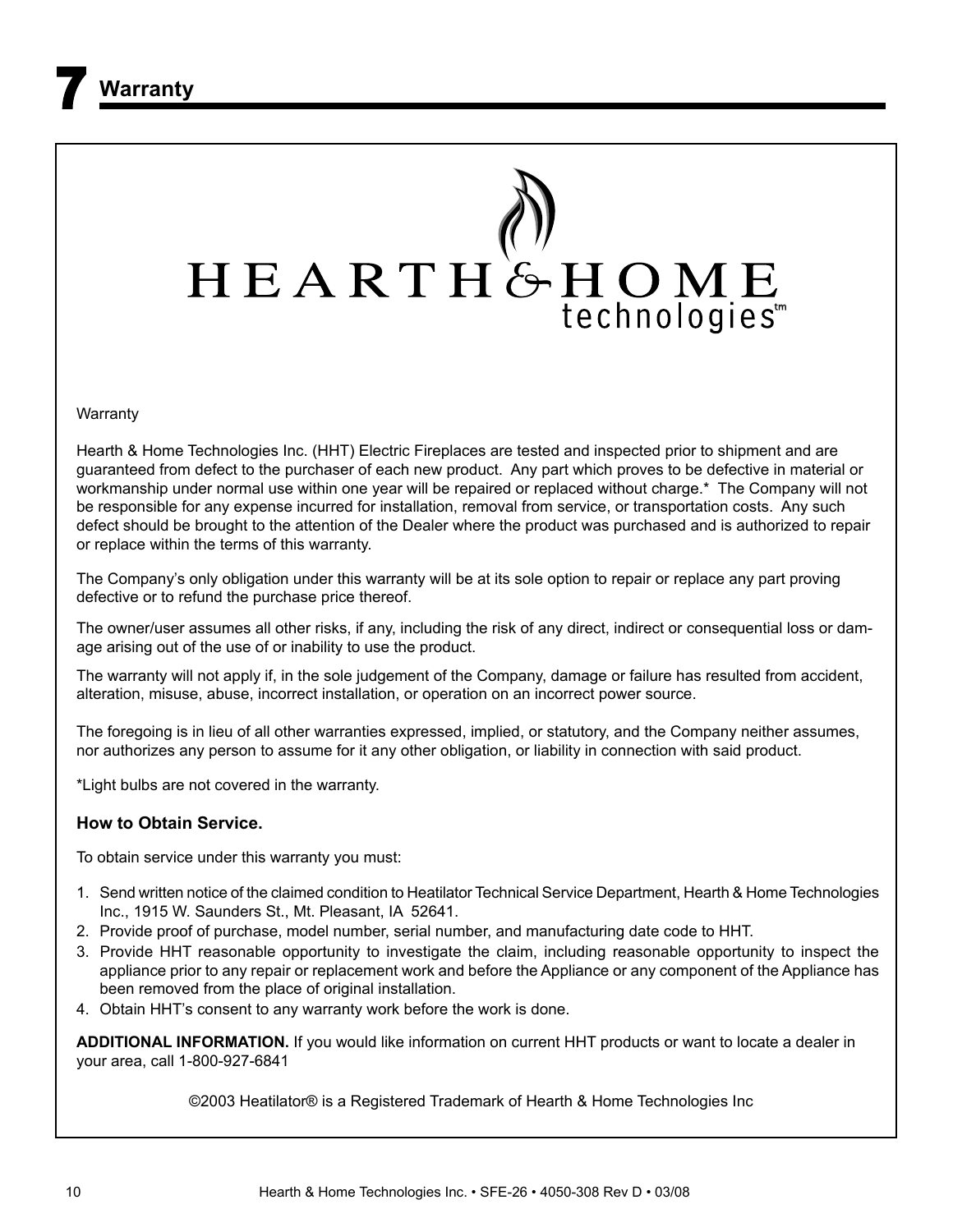# 7 Warranty

HEARTH & HOME technologies™

Warranty

Hearth & Home Technologies Inc. (HHT) Electric Fireplaces are tested and inspected prior to shipment and are guaranteed from defect to the purchaser of each new product. Any part which proves to be defective in material or workmanship under normal use within one year will be repaired or replaced without charge.* The Company will not be responsible for any expense incurred for installation, removal from service, or transportation costs. Any such defect should be brought to the attention of the Dealer where the product was purchased and is authorized to repair or replace within the terms of this warranty.

The Company's only obligation under this warranty will be at its sole option to repair or replace any part proving defective or to refund the purchase price thereof.

The owner/user assumes all other risks, if any, including the risk of any direct, indirect or consequential loss or damage arising out of the use of or inability to use the product.

The warranty will not apply if, in the sole judgement of the Company, damage or failure has resulted from accident, alteration, misuse, abuse, incorrect installation, or operation on an incorrect power source.

The foregoing is in lieu of all other warranties expressed, implied, or statutory, and the Company neither assumes, nor authorizes any person to assume for it any other obligation, or liability in connection with said product.

*Light bulbs are not covered in the warranty.

### How to Obtain Service.

To obtain service under this warranty you must:

1. Send written notice of the claimed condition to Heatilator Technical Service Department, Hearth & Home Technologies Inc., 1915 W. Saunders St., Mt. Pleasant, IA 52641.
2. Provide proof of purchase, model number, serial number, and manufacturing date code to HHT.
3. Provide HHT reasonable opportunity to investigate the claim, including reasonable opportunity to inspect the appliance prior to any repair or replacement work and before the Appliance or any component of the Appliance has been removed from the place of original installation.
4. Obtain HHT's consent to any warranty work before the work is done.

**ADDITIONAL INFORMATION.** If you would like information on current HHT products or want to locate a dealer in your area, call 1-800-927-6841

©2003 Heatilator® is a Registered Trademark of Hearth & Home Technologies Inc